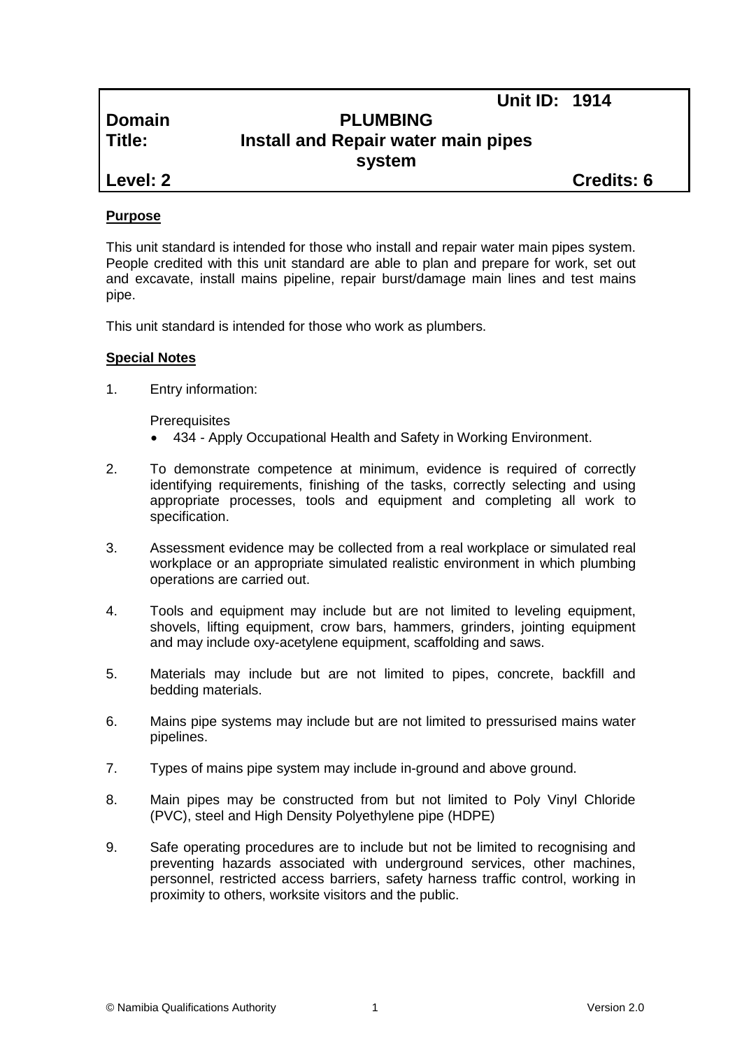| | | |
|---|---|---|
| | | **Unit ID: 1914** |
| **Domain** | **PLUMBING** | |
| **Title:** | **Install and Repair water main pipes system** | |
| **Level: 2** | | **Credits: 6** |

**Purpose**

This unit standard is intended for those who install and repair water main pipes system. People credited with this unit standard are able to plan and prepare for work, set out and excavate, install mains pipeline, repair burst/damage main lines and test mains pipe.

This unit standard is intended for those who work as plumbers.

**Special Notes**

1. Entry information:

   Prerequisites
   - 434 - Apply Occupational Health and Safety in Working Environment.

2. To demonstrate competence at minimum, evidence is required of correctly identifying requirements, finishing of the tasks, correctly selecting and using appropriate processes, tools and equipment and completing all work to specification.

3. Assessment evidence may be collected from a real workplace or simulated real workplace or an appropriate simulated realistic environment in which plumbing operations are carried out.

4. Tools and equipment may include but are not limited to leveling equipment, shovels, lifting equipment, crow bars, hammers, grinders, jointing equipment and may include oxy-acetylene equipment, scaffolding and saws.

5. Materials may include but are not limited to pipes, concrete, backfill and bedding materials.

6. Mains pipe systems may include but are not limited to pressurised mains water pipelines.

7. Types of mains pipe system may include in-ground and above ground.

8. Main pipes may be constructed from but not limited to Poly Vinyl Chloride (PVC), steel and High Density Polyethylene pipe (HDPE)

9. Safe operating procedures are to include but not be limited to recognising and preventing hazards associated with underground services, other machines, personnel, restricted access barriers, safety harness traffic control, working in proximity to others, worksite visitors and the public.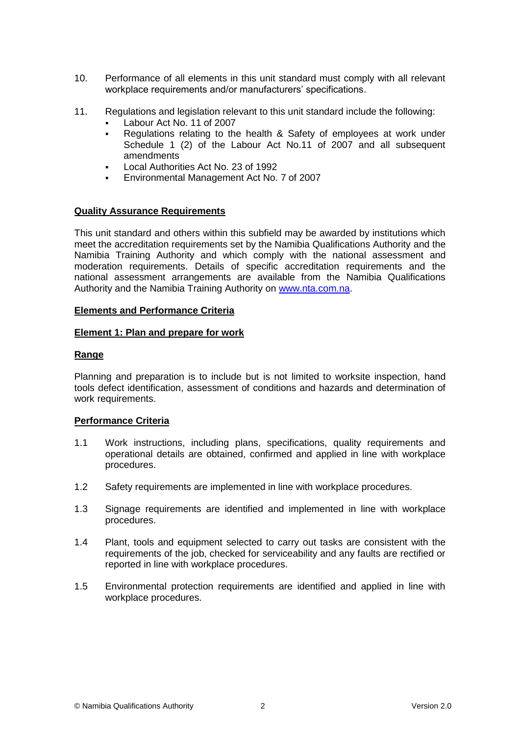10. Performance of all elements in this unit standard must comply with all relevant workplace requirements and/or manufacturers' specifications.

11. Regulations and legislation relevant to this unit standard include the following:
    - Labour Act No. 11 of 2007
    - Regulations relating to the health & Safety of employees at work under Schedule 1 (2) of the Labour Act No.11 of 2007 and all subsequent amendments
    - Local Authorities Act No. 23 of 1992
    - Environmental Management Act No. 7 of 2007

**Quality Assurance Requirements**

This unit standard and others within this subfield may be awarded by institutions which meet the accreditation requirements set by the Namibia Qualifications Authority and the Namibia Training Authority and which comply with the national assessment and moderation requirements. Details of specific accreditation requirements and the national assessment arrangements are available from the Namibia Qualifications Authority and the Namibia Training Authority on www.nta.com.na.

**Elements and Performance Criteria**

**Element 1: Plan and prepare for work**

**Range**

Planning and preparation is to include but is not limited to worksite inspection, hand tools defect identification, assessment of conditions and hazards and determination of work requirements.

**Performance Criteria**

1.1 Work instructions, including plans, specifications, quality requirements and operational details are obtained, confirmed and applied in line with workplace procedures.

1.2 Safety requirements are implemented in line with workplace procedures.

1.3 Signage requirements are identified and implemented in line with workplace procedures.

1.4 Plant, tools and equipment selected to carry out tasks are consistent with the requirements of the job, checked for serviceability and any faults are rectified or reported in line with workplace procedures.

1.5 Environmental protection requirements are identified and applied in line with workplace procedures.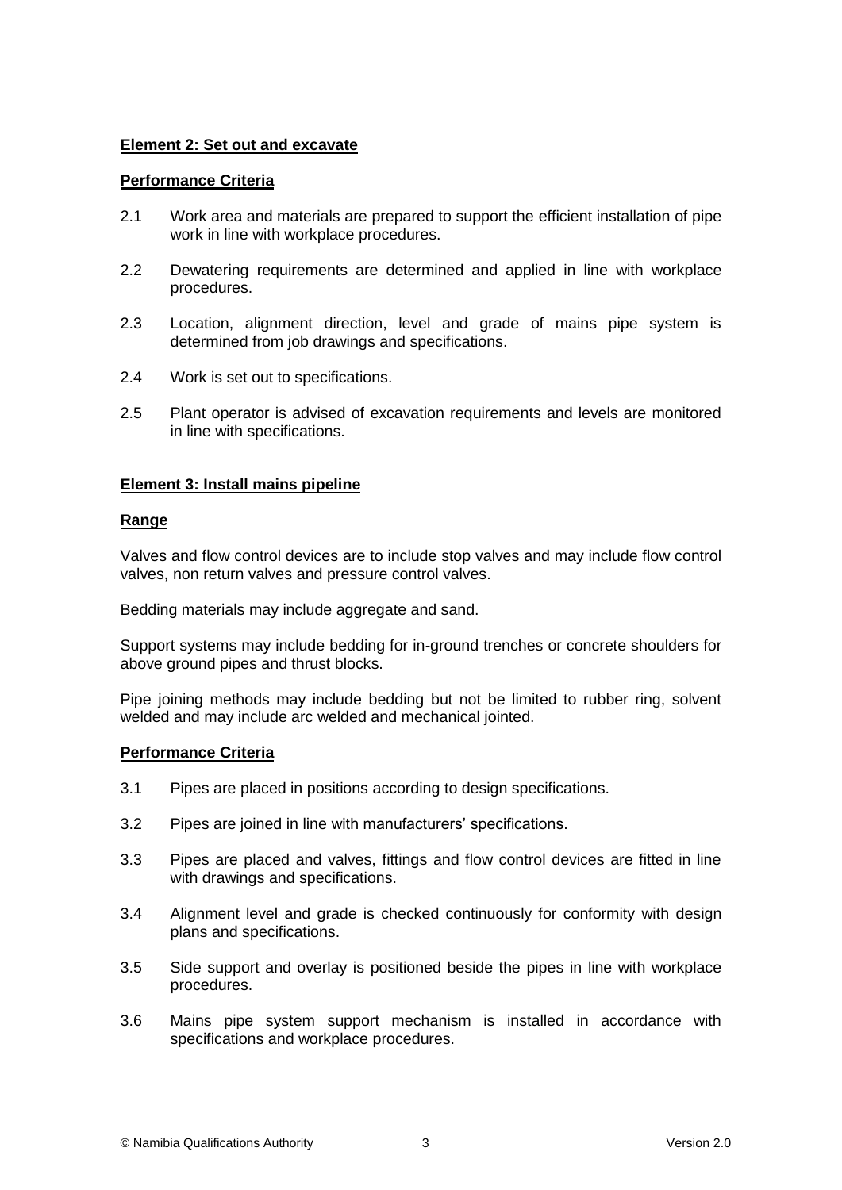**Element 2: Set out and excavate**

**Performance Criteria**

2.1 Work area and materials are prepared to support the efficient installation of pipe work in line with workplace procedures.

2.2 Dewatering requirements are determined and applied in line with workplace procedures.

2.3 Location, alignment direction, level and grade of mains pipe system is determined from job drawings and specifications.

2.4 Work is set out to specifications.

2.5 Plant operator is advised of excavation requirements and levels are monitored in line with specifications.

**Element 3: Install mains pipeline**

**Range**

Valves and flow control devices are to include stop valves and may include flow control valves, non return valves and pressure control valves.

Bedding materials may include aggregate and sand.

Support systems may include bedding for in-ground trenches or concrete shoulders for above ground pipes and thrust blocks.

Pipe joining methods may include bedding but not be limited to rubber ring, solvent welded and may include arc welded and mechanical jointed.

**Performance Criteria**

3.1 Pipes are placed in positions according to design specifications.

3.2 Pipes are joined in line with manufacturers' specifications.

3.3 Pipes are placed and valves, fittings and flow control devices are fitted in line with drawings and specifications.

3.4 Alignment level and grade is checked continuously for conformity with design plans and specifications.

3.5 Side support and overlay is positioned beside the pipes in line with workplace procedures.

3.6 Mains pipe system support mechanism is installed in accordance with specifications and workplace procedures.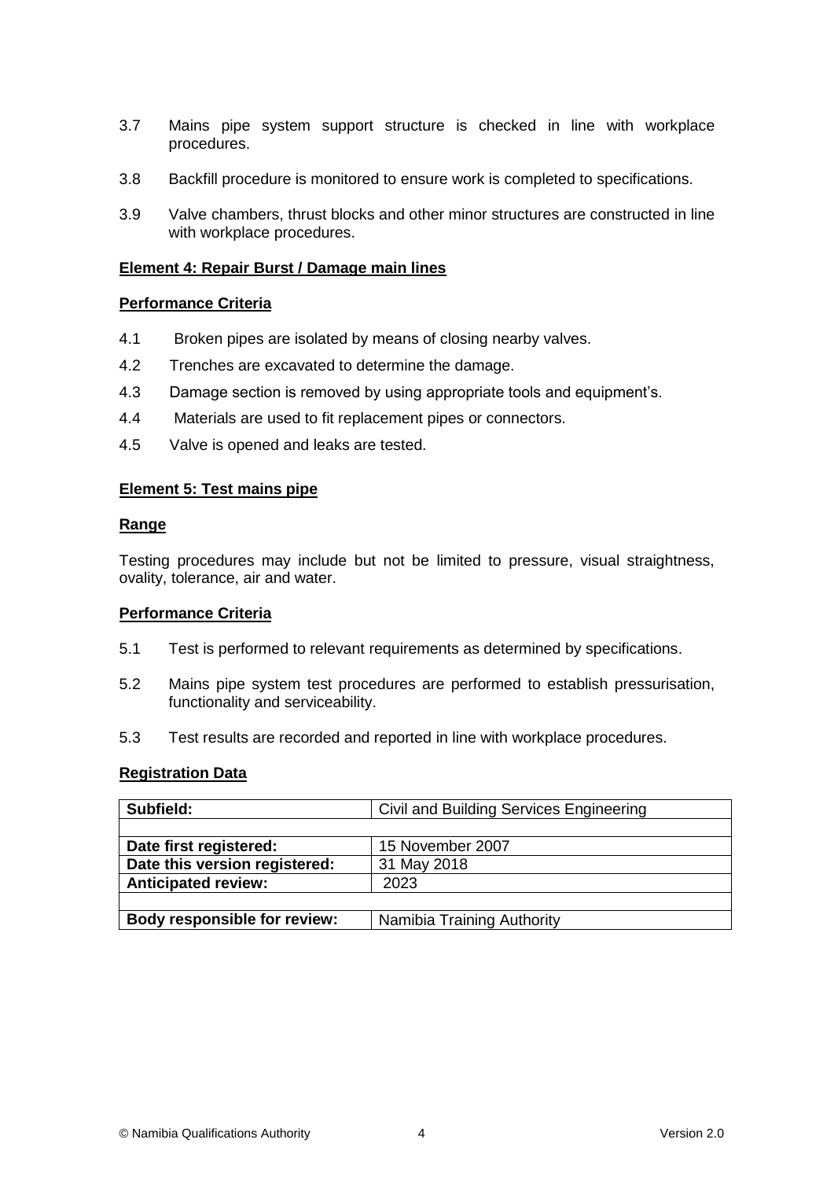3.7 Mains pipe system support structure is checked in line with workplace procedures.

3.8 Backfill procedure is monitored to ensure work is completed to specifications.

3.9 Valve chambers, thrust blocks and other minor structures are constructed in line with workplace procedures.

**Element 4: Repair Burst / Damage main lines**

**Performance Criteria**

4.1 Broken pipes are isolated by means of closing nearby valves.

4.2 Trenches are excavated to determine the damage.

4.3 Damage section is removed by using appropriate tools and equipment's.

4.4 Materials are used to fit replacement pipes or connectors.

4.5 Valve is opened and leaks are tested.

**Element 5: Test mains pipe**

**Range**

Testing procedures may include but not be limited to pressure, visual straightness, ovality, tolerance, air and water.

**Performance Criteria**

5.1 Test is performed to relevant requirements as determined by specifications.

5.2 Mains pipe system test procedures are performed to establish pressurisation, functionality and serviceability.

5.3 Test results are recorded and reported in line with workplace procedures.

**Registration Data**

| | |
|---|---|
| **Subfield:** | Civil and Building Services Engineering |
| | |
| **Date first registered:** | 15 November 2007 |
| **Date this version registered:** | 31 May 2018 |
| **Anticipated review:** | 2023 |
| | |
| **Body responsible for review:** | Namibia Training Authority |